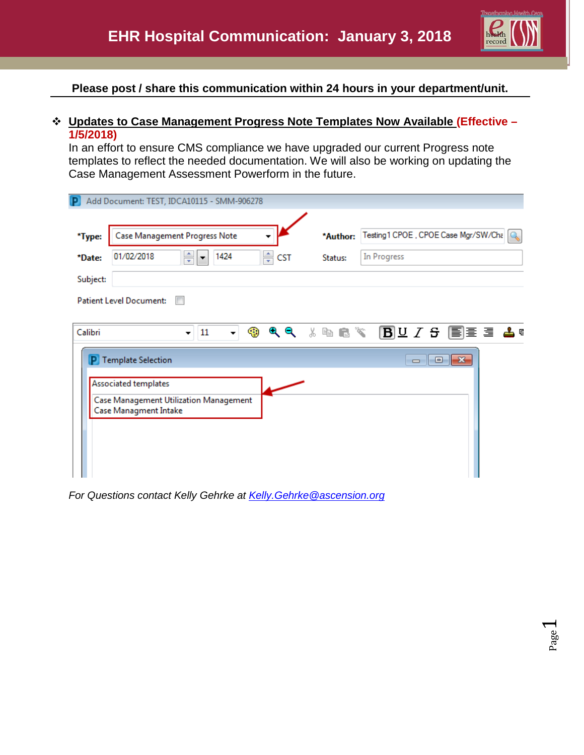# EHR Hospital Communication: January 3, 2018

**Please post / share this communication within 24 hours in your department/unit.**

- **Updates to Case Management Progress Note Templates Now Available (Effective – 1/5/2018)**

  In an effort to ensure CMS compliance we have upgraded our current Progress note templates to reflect the needed documentation. We will also be working on updating the Case Management Assessment Powerform in the future.

*For Questions contact Kelly Gehrke at [Kelly.Gehrke@ascension.org](mailto:Kelly.Gehrke@ascension.org)*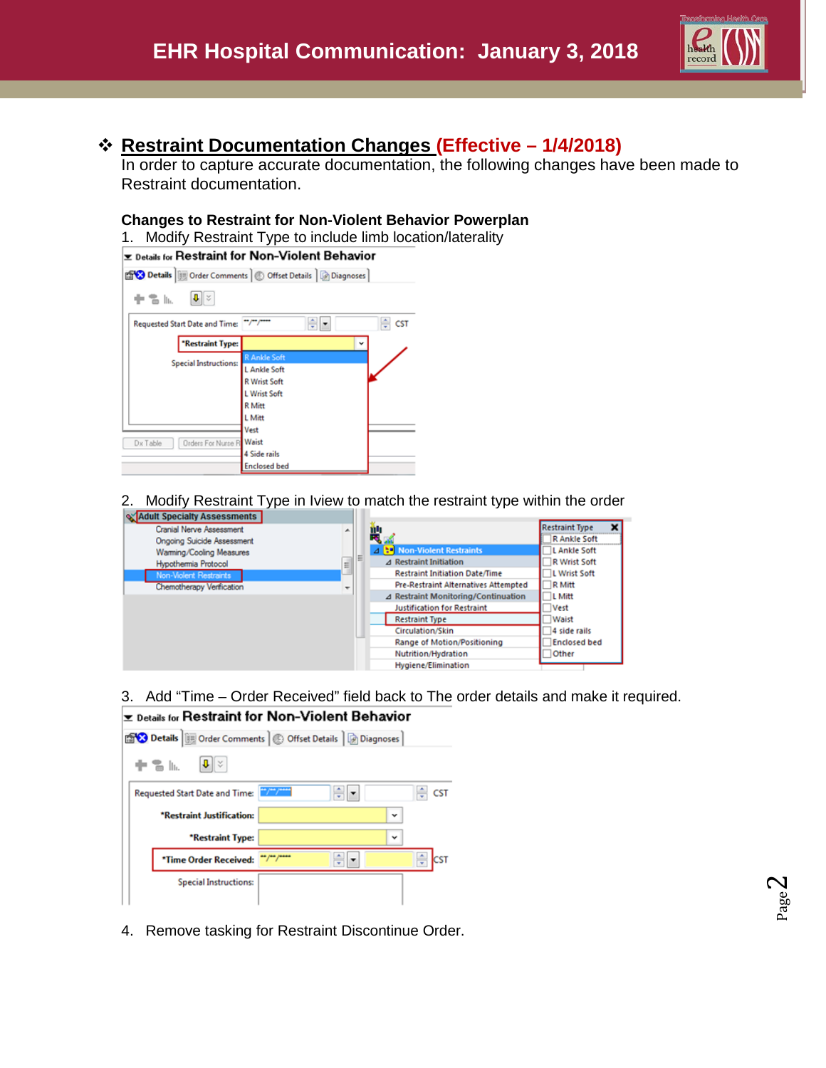## ❖ Restraint Documentation Changes (Effective – 1/4/2018)

In order to capture accurate documentation, the following changes have been made to Restraint documentation.

**Changes to Restraint for Non-Violent Behavior Powerplan**

1. Modify Restraint Type to include limb location/laterality

2. Modify Restraint Type in Iview to match the restraint type within the order

3. Add "Time – Order Received" field back to The order details and make it required.

4. Remove tasking for Restraint Discontinue Order.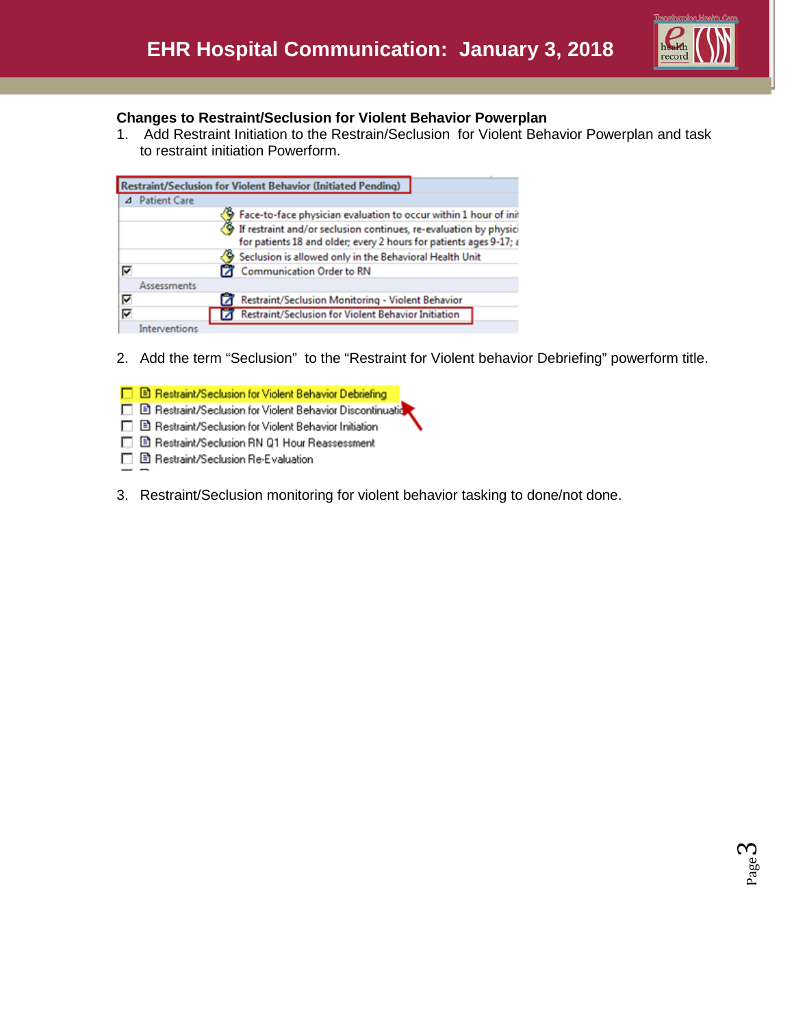**Changes to Restraint/Seclusion for Violent Behavior Powerplan**

1. Add Restraint Initiation to the Restrain/Seclusion for Violent Behavior Powerplan and task to restraint initiation Powerform.

Restraint/Seclusion for Violent Behavior (Initiated Pending)

- Patient Care
  - Face-to-face physician evaluation to occur within 1 hour of ini
  - If restraint and/or seclusion continues, re-evaluation by physici for patients 18 and older; every 2 hours for patients ages 9-17;
  - Seclusion is allowed only in the Behavioral Health Unit
  - [x] Communication Order to RN
- Assessments
  - [x] Restraint/Seclusion Monitoring - Violent Behavior
  - [x] Restraint/Seclusion for Violent Behavior Initiation
- Interventions

2. Add the term "Seclusion" to the "Restraint for Violent behavior Debriefing" powerform title.

- [ ] Restraint/Seclusion for Violent Behavior Debriefing
- [ ] Restraint/Seclusion for Violent Behavior Discontinuatio
- [ ] Restraint/Seclusion for Violent Behavior Initiation
- [ ] Restraint/Seclusion RN Q1 Hour Reassessment
- [ ] Restraint/Seclusion Re-Evaluation

3. Restraint/Seclusion monitoring for violent behavior tasking to done/not done.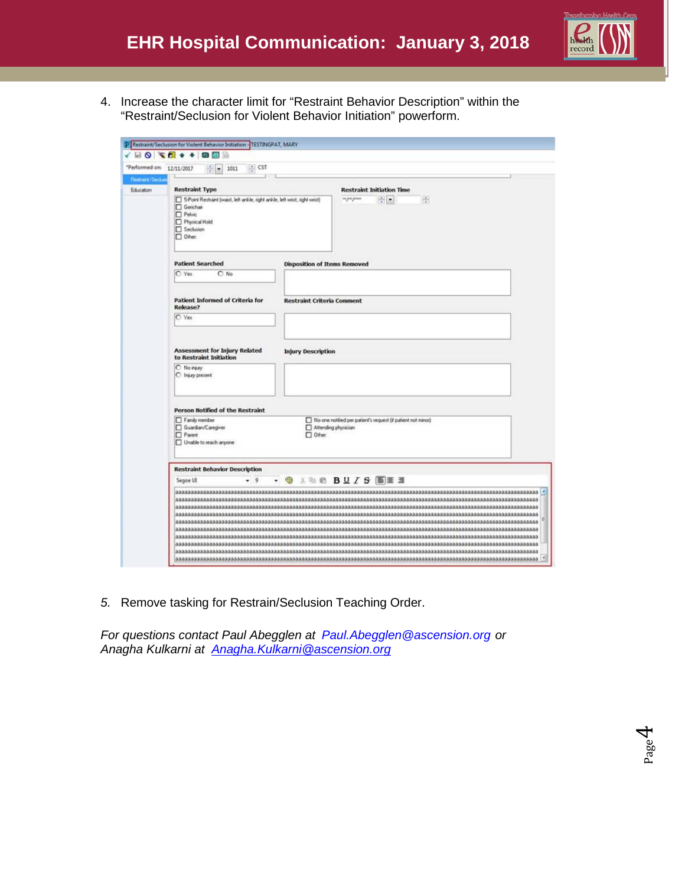4. Increase the character limit for “Restraint Behavior Description” within the “Restraint/Seclusion for Violent Behavior Initiation” powerform.

*5.* Remove tasking for Restrain/Seclusion Teaching Order.

*For questions contact Paul Abegglen at Paul.Abegglen@ascension.org or Anagha Kulkarni at Anagha.Kulkarni@ascension.org*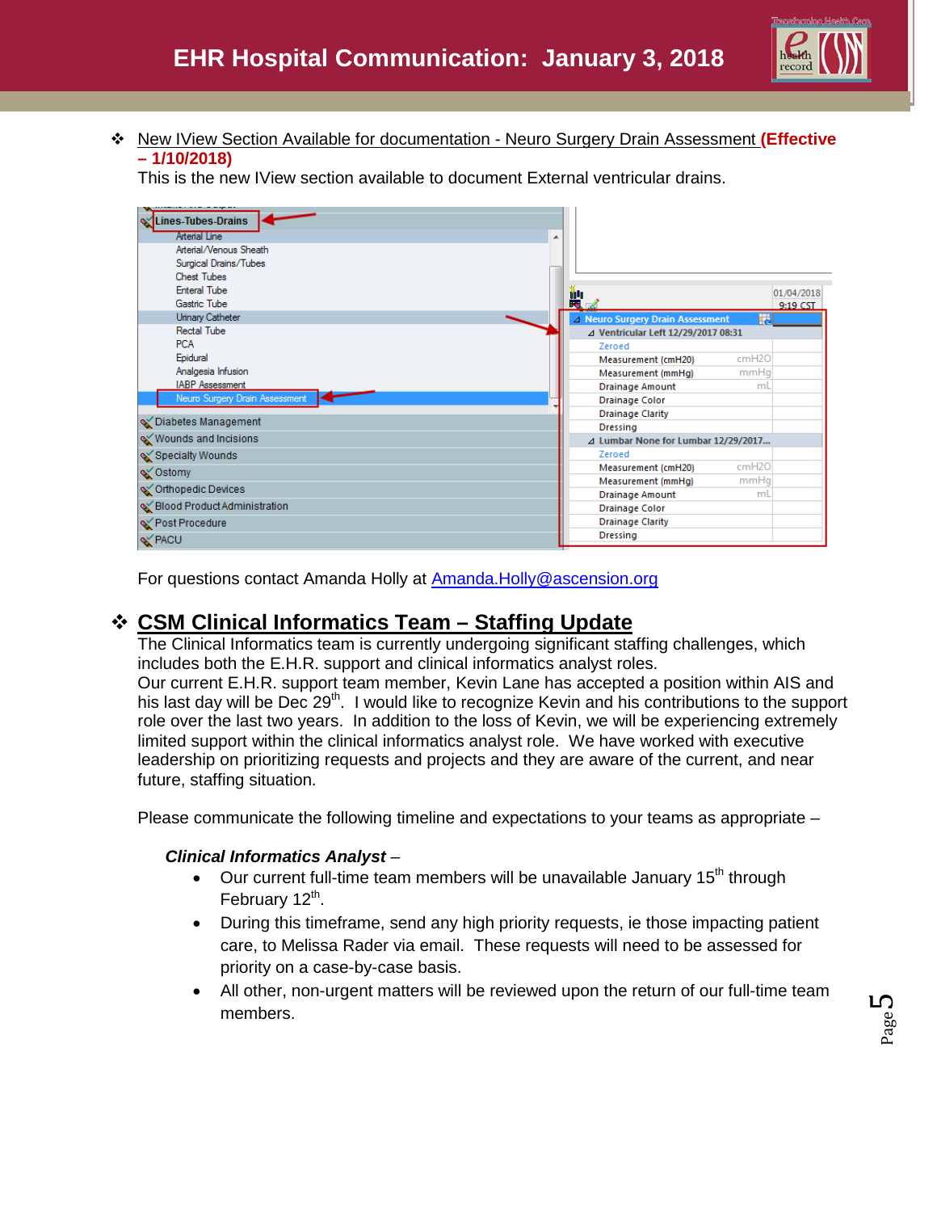- New IView Section Available for documentation - Neuro Surgery Drain Assessment **(Effective – 1/10/2018)**

  This is the new IView section available to document External ventricular drains.

  For questions contact Amanda Holly at Amanda.Holly@ascension.org

## CSM Clinical Informatics Team – Staffing Update

The Clinical Informatics team is currently undergoing significant staffing challenges, which includes both the E.H.R. support and clinical informatics analyst roles.

Our current E.H.R. support team member, Kevin Lane has accepted a position within AIS and his last day will be Dec 29th. I would like to recognize Kevin and his contributions to the support role over the last two years. In addition to the loss of Kevin, we will be experiencing extremely limited support within the clinical informatics analyst role. We have worked with executive leadership on prioritizing requests and projects and they are aware of the current, and near future, staffing situation.

Please communicate the following timeline and expectations to your teams as appropriate –

***Clinical Informatics Analyst*** –

- Our current full-time team members will be unavailable January 15th through February 12th.
- During this timeframe, send any high priority requests, ie those impacting patient care, to Melissa Rader via email. These requests will need to be assessed for priority on a case-by-case basis.
- All other, non-urgent matters will be reviewed upon the return of our full-time team members.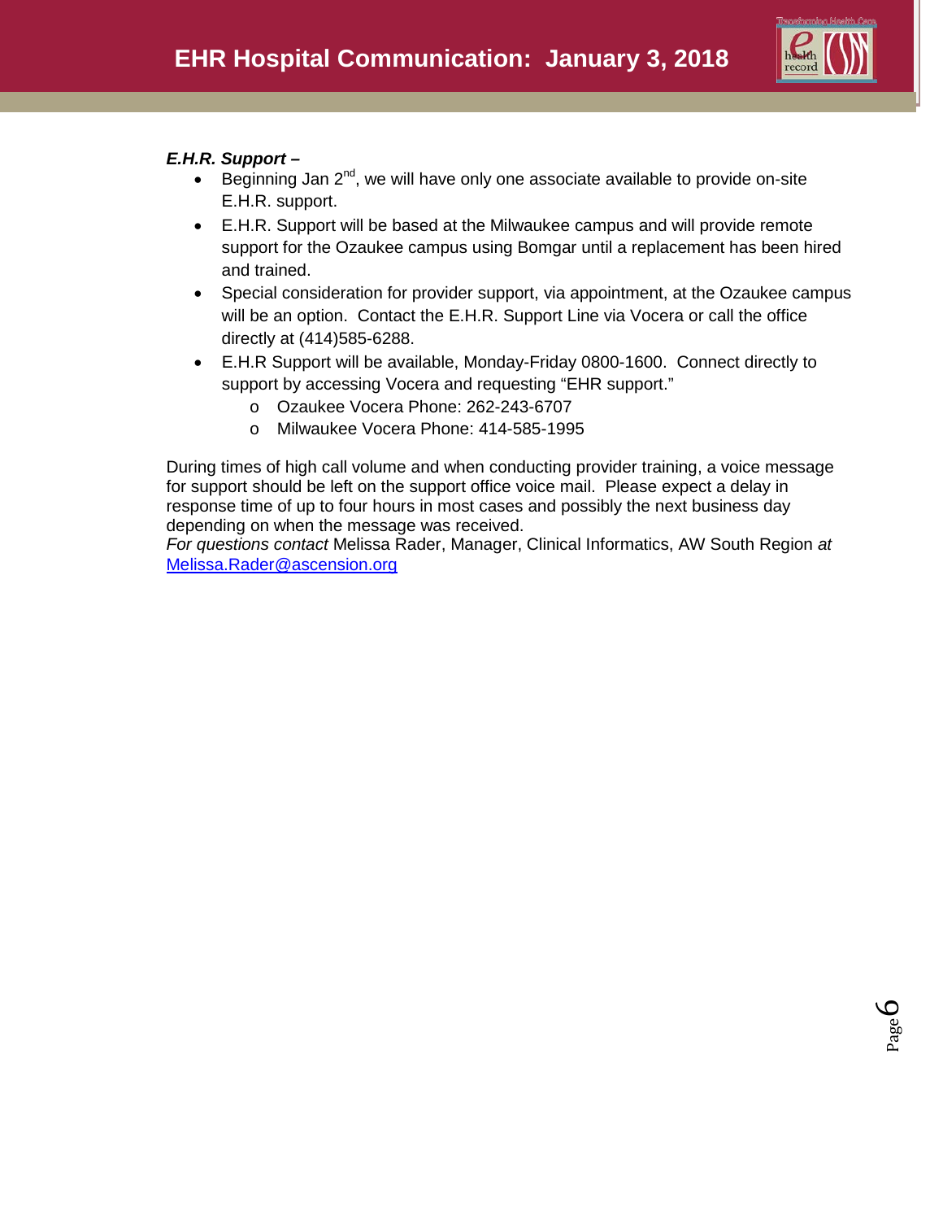***E.H.R. Support –***

- Beginning Jan 2nd, we will have only one associate available to provide on-site E.H.R. support.
- E.H.R. Support will be based at the Milwaukee campus and will provide remote support for the Ozaukee campus using Bomgar until a replacement has been hired and trained.
- Special consideration for provider support, via appointment, at the Ozaukee campus will be an option. Contact the E.H.R. Support Line via Vocera or call the office directly at (414)585-6288.
- E.H.R Support will be available, Monday-Friday 0800-1600. Connect directly to support by accessing Vocera and requesting "EHR support."
  - Ozaukee Vocera Phone: 262-243-6707
  - Milwaukee Vocera Phone: 414-585-1995

During times of high call volume and when conducting provider training, a voice message for support should be left on the support office voice mail. Please expect a delay in response time of up to four hours in most cases and possibly the next business day depending on when the message was received.

*For questions contact* Melissa Rader, Manager, Clinical Informatics, AW South Region *at* Melissa.Rader@ascension.org